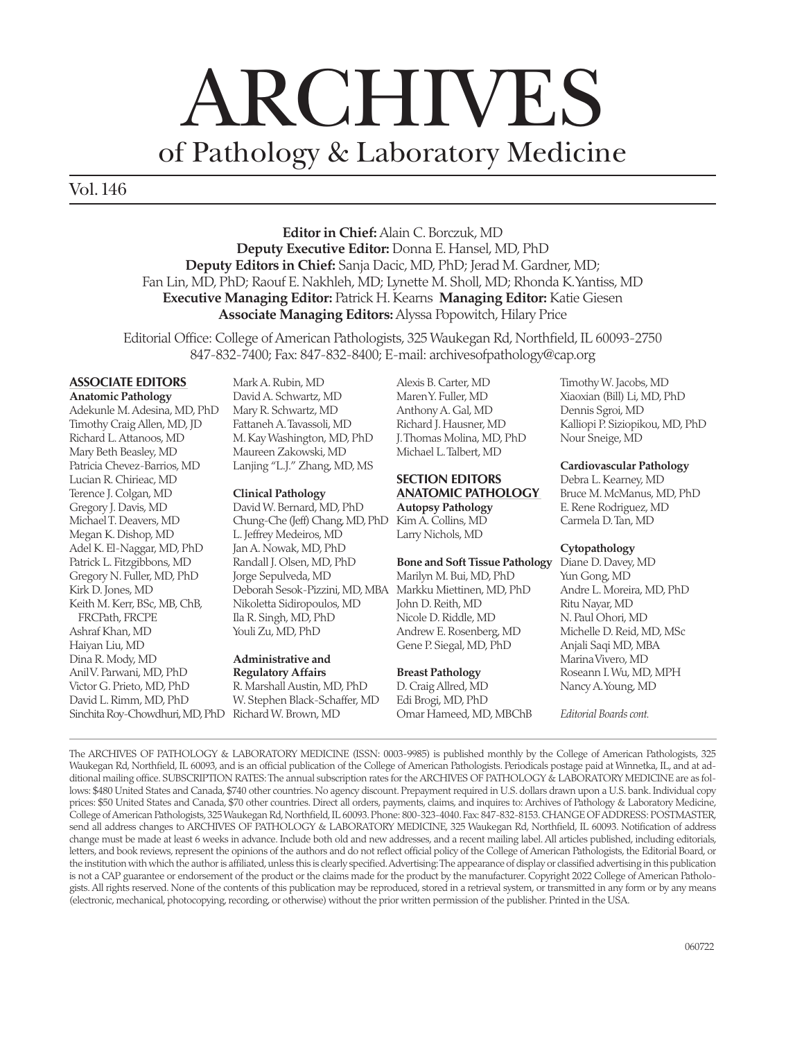# ARCHIVES

## of Pathology & Laboratory Medicine

Vol. 146

**Editor in Chief:** Alain C. Borczuk, MD
**Deputy Executive Editor:** Donna E. Hansel, MD, PhD
**Deputy Editors in Chief:** Sanja Dacic, MD, PhD; Jerad M. Gardner, MD; Fan Lin, MD, PhD; Raouf E. Nakhleh, MD; Lynette M. Sholl, MD; Rhonda K. Yantiss, MD
**Executive Managing Editor:** Patrick H. Kearns **Managing Editor:** Katie Giesen
**Associate Managing Editors:** Alyssa Popowitch, Hilary Price

Editorial Office: College of American Pathologists, 325 Waukegan Rd, Northfield, IL 60093-2750
847-832-7400; Fax: 847-832-8400; E-mail: archivesofpathology@cap.org

### ASSOCIATE EDITORS

**Anatomic Pathology**
Adekunle M. Adesina, MD, PhD
Timothy Craig Allen, MD, JD
Richard L. Attanoos, MD
Mary Beth Beasley, MD
Patricia Chevez-Barrios, MD
Lucian R. Chirieac, MD
Terence J. Colgan, MD
Gregory J. Davis, MD
Michael T. Deavers, MD
Megan K. Dishop, MD
Adel K. El-Naggar, MD, PhD
Patrick L. Fitzgibbons, MD
Gregory N. Fuller, MD, PhD
Kirk D. Jones, MD
Keith M. Kerr, BSc, MB, ChB, FRCPath, FRCPE
Ashraf Khan, MD
Haiyan Liu, MD
Dina R. Mody, MD
Anil V. Parwani, MD, PhD
Victor G. Prieto, MD, PhD
David L. Rimm, MD, PhD
Sinchita Roy-Chowdhuri, MD, PhD
Mark A. Rubin, MD
David A. Schwartz, MD
Mary R. Schwartz, MD
Fattaneh A. Tavassoli, MD
M. Kay Washington, MD, PhD
Maureen Zakowski, MD
Lanjing "L.J." Zhang, MD, MS

**Clinical Pathology**
David W. Bernard, MD, PhD
Chung-Che (Jeff) Chang, MD, PhD
L. Jeffrey Medeiros, MD
Jan A. Nowak, MD, PhD
Randall J. Olsen, MD, PhD
Jorge Sepulveda, MD
Deborah Sesok-Pizzini, MD, MBA
Nikoletta Sidiropoulos, MD
Ila R. Singh, MD, PhD
Youli Zu, MD, PhD

**Administrative and Regulatory Affairs**
R. Marshall Austin, MD, PhD
W. Stephen Black-Schaffer, MD
Richard W. Brown, MD
Alexis B. Carter, MD
Maren Y. Fuller, MD
Anthony A. Gal, MD
Richard J. Hausner, MD
J. Thomas Molina, MD, PhD
Michael L. Talbert, MD

### SECTION EDITORS ANATOMIC PATHOLOGY

**Autopsy Pathology**
Kim A. Collins, MD
Larry Nichols, MD

**Bone and Soft Tissue Pathology**
Marilyn M. Bui, MD, PhD
Markku Miettinen, MD, PhD
John D. Reith, MD
Nicole D. Riddle, MD
Andrew E. Rosenberg, MD
Gene P. Siegal, MD, PhD

**Breast Pathology**
D. Craig Allred, MD
Edi Brogi, MD, PhD
Omar Hameed, MD, MBChB
Timothy W. Jacobs, MD
Xiaoxian (Bill) Li, MD, PhD
Dennis Sgroi, MD
Kalliopi P. Siziopikou, MD, PhD
Nour Sneige, MD

**Cardiovascular Pathology**
Debra L. Kearney, MD
Bruce M. McManus, MD, PhD
E. Rene Rodriguez, MD
Carmela D. Tan, MD

**Cytopathology**
Diane D. Davey, MD
Yun Gong, MD
Andre L. Moreira, MD, PhD
Ritu Nayar, MD
N. Paul Ohori, MD
Michelle D. Reid, MD, MSc
Anjali Saqi MD, MBA
Marina Vivero, MD
Roseann I. Wu, MD, MPH
Nancy A. Young, MD

*Editorial Boards cont.*

---

The ARCHIVES OF PATHOLOGY & LABORATORY MEDICINE (ISSN: 0003-9985) is published monthly by the College of American Pathologists, 325 Waukegan Rd, Northfield, IL 60093, and is an official publication of the College of American Pathologists. Periodicals postage paid at Winnetka, IL, and at additional mailing office. SUBSCRIPTION RATES: The annual subscription rates for the ARCHIVES OF PATHOLOGY & LABORATORY MEDICINE are as follows: $480 United States and Canada, $740 other countries. No agency discount. Prepayment required in U.S. dollars drawn upon a U.S. bank. Individual copy prices: $50 United States and Canada, $70 other countries. Direct all orders, payments, claims, and inquires to: Archives of Pathology & Laboratory Medicine, College of American Pathologists, 325 Waukegan Rd, Northfield, IL 60093. Phone: 800-323-4040. Fax: 847-832-8153. CHANGE OF ADDRESS: POSTMASTER, send all address changes to ARCHIVES OF PATHOLOGY & LABORATORY MEDICINE, 325 Waukegan Rd, Northfield, IL 60093. Notification of address change must be made at least 6 weeks in advance. Include both old and new addresses, and a recent mailing label. All articles published, including editorials, letters, and book reviews, represent the opinions of the authors and do not reflect official policy of the College of American Pathologists, the Editorial Board, or the institution with which the author is affiliated, unless this is clearly specified. Advertising: The appearance of display or classified advertising in this publication is not a CAP guarantee or endorsement of the product or the claims made for the product by the manufacturer. Copyright 2022 College of American Pathologists. All rights reserved. None of the contents of this publication may be reproduced, stored in a retrieval system, or transmitted in any form or by any means (electronic, mechanical, photocopying, recording, or otherwise) without the prior written permission of the publisher. Printed in the USA.

060722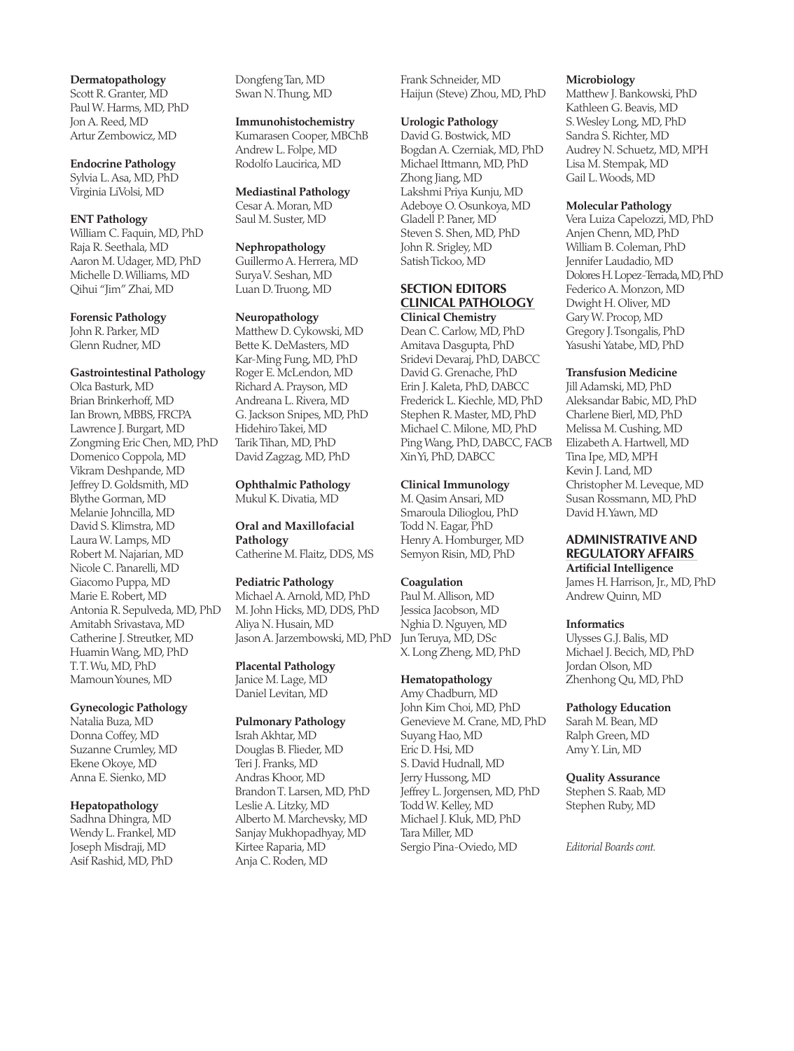**Dermatopathology**
Scott R. Granter, MD
Paul W. Harms, MD, PhD
Jon A. Reed, MD
Artur Zembowicz, MD

**Endocrine Pathology**
Sylvia L. Asa, MD, PhD
Virginia LiVolsi, MD

**ENT Pathology**
William C. Faquin, MD, PhD
Raja R. Seethala, MD
Aaron M. Udager, MD, PhD
Michelle D. Williams, MD
Qihui "Jim" Zhai, MD

**Forensic Pathology**
John R. Parker, MD
Glenn Rudner, MD

**Gastrointestinal Pathology**
Olca Basturk, MD
Brian Brinkerhoff, MD
Ian Brown, MBBS, FRCPA
Lawrence J. Burgart, MD
Zongming Eric Chen, MD, PhD
Domenico Coppola, MD
Vikram Deshpande, MD
Jeffrey D. Goldsmith, MD
Blythe Gorman, MD
Melanie Johncilla, MD
David S. Klimstra, MD
Laura W. Lamps, MD
Robert M. Najarian, MD
Nicole C. Panarelli, MD
Giacomo Puppa, MD
Marie E. Robert, MD
Antonia R. Sepulveda, MD, PhD
Amitabh Srivastava, MD
Catherine J. Streutker, MD
Huamin Wang, MD, PhD
T. T. Wu, MD, PhD
Mamoun Younes, MD

**Gynecologic Pathology**
Natalia Buza, MD
Donna Coffey, MD
Suzanne Crumley, MD
Ekene Okoye, MD
Anna E. Sienko, MD

**Hepatopathology**
Sadhna Dhingra, MD
Wendy L. Frankel, MD
Joseph Misdraji, MD
Asif Rashid, MD, PhD
Dongfeng Tan, MD
Swan N. Thung, MD

**Immunohistochemistry**
Kumarasen Cooper, MBChB
Andrew L. Folpe, MD
Rodolfo Laucirica, MD

**Mediastinal Pathology**
Cesar A. Moran, MD
Saul M. Suster, MD

**Nephropathology**
Guillermo A. Herrera, MD
Surya V. Seshan, MD
Luan D. Truong, MD

**Neuropathology**
Matthew D. Cykowski, MD
Bette K. DeMasters, MD
Kar-Ming Fung, MD, PhD
Roger E. McLendon, MD
Richard A. Prayson, MD
Andreana L. Rivera, MD
G. Jackson Snipes, MD, PhD
Hidehiro Takei, MD
Tarik Tihan, MD, PhD
David Zagzag, MD, PhD

**Ophthalmic Pathology**
Mukul K. Divatia, MD

**Oral and Maxillofacial Pathology**
Catherine M. Flaitz, DDS, MS

**Pediatric Pathology**
Michael A. Arnold, MD, PhD
M. John Hicks, MD, DDS, PhD
Aliya N. Husain, MD
Jason A. Jarzembowski, MD, PhD

**Placental Pathology**
Janice M. Lage, MD
Daniel Levitan, MD

**Pulmonary Pathology**
Israh Akhtar, MD
Douglas B. Flieder, MD
Teri J. Franks, MD
Andras Khoor, MD
Brandon T. Larsen, MD, PhD
Leslie A. Litzky, MD
Alberto M. Marchevsky, MD
Sanjay Mukhopadhyay, MD
Kirtee Raparia, MD
Anja C. Roden, MD
Frank Schneider, MD
Haijun (Steve) Zhou, MD, PhD

**Urologic Pathology**
David G. Bostwick, MD
Bogdan A. Czerniak, MD, PhD
Michael Ittmann, MD, PhD
Zhong Jiang, MD
Lakshmi Priya Kunju, MD
Adeboye O. Osunkoya, MD
Gladell P. Paner, MD
Steven S. Shen, MD, PhD
John R. Srigley, MD
Satish Tickoo, MD

## SECTION EDITORS CLINICAL PATHOLOGY

**Clinical Chemistry**
Dean C. Carlow, MD, PhD
Amitava Dasgupta, PhD
Sridevi Devaraj, PhD, DABCC
David G. Grenache, PhD
Erin J. Kaleta, PhD, DABCC
Frederick L. Kiechle, MD, PhD
Stephen R. Master, MD, PhD
Michael C. Milone, MD, PhD
Ping Wang, PhD, DABCC, FACB
Xin Yi, PhD, DABCC

**Clinical Immunology**
M. Qasim Ansari, MD
Smaroula Dilioglou, PhD
Todd N. Eagar, PhD
Henry A. Homburger, MD
Semyon Risin, MD, PhD

**Coagulation**
Paul M. Allison, MD
Jessica Jacobson, MD
Nghia D. Nguyen, MD
Jun Teruya, MD, DSc
X. Long Zheng, MD, PhD

**Hematopathology**
Amy Chadburn, MD
John Kim Choi, MD, PhD
Genevieve M. Crane, MD, PhD
Suyang Hao, MD
Eric D. Hsi, MD
S. David Hudnall, MD
Jerry Hussong, MD
Jeffrey L. Jorgensen, MD, PhD
Todd W. Kelley, MD
Michael J. Kluk, MD, PhD
Tara Miller, MD
Sergio Pina-Oviedo, MD

**Microbiology**
Matthew J. Bankowski, PhD
Kathleen G. Beavis, MD
S. Wesley Long, MD, PhD
Sandra S. Richter, MD
Audrey N. Schuetz, MD, MPH
Lisa M. Stempak, MD
Gail L. Woods, MD

**Molecular Pathology**
Vera Luiza Capelozzi, MD, PhD
Anjen Chenn, MD, PhD
William B. Coleman, PhD
Jennifer Laudadio, MD
Dolores H. Lopez-Terrada, MD, PhD
Federico A. Monzon, MD
Dwight H. Oliver, MD
Gary W. Procop, MD
Gregory J. Tsongalis, PhD
Yasushi Yatabe, MD, PhD

**Transfusion Medicine**
Jill Adamski, MD, PhD
Aleksandar Babic, MD, PhD
Charlene Bierl, MD, PhD
Melissa M. Cushing, MD
Elizabeth A. Hartwell, MD
Tina Ipe, MD, MPH
Kevin J. Land, MD
Christopher M. Leveque, MD
Susan Rossmann, MD, PhD
David H. Yawn, MD

## ADMINISTRATIVE AND REGULATORY AFFAIRS

**Artificial Intelligence**
James H. Harrison, Jr., MD, PhD
Andrew Quinn, MD

**Informatics**
Ulysses G.J. Balis, MD
Michael J. Becich, MD, PhD
Jordan Olson, MD
Zhenhong Qu, MD, PhD

**Pathology Education**
Sarah M. Bean, MD
Ralph Green, MD
Amy Y. Lin, MD

**Quality Assurance**
Stephen S. Raab, MD
Stephen Ruby, MD

*Editorial Boards cont.*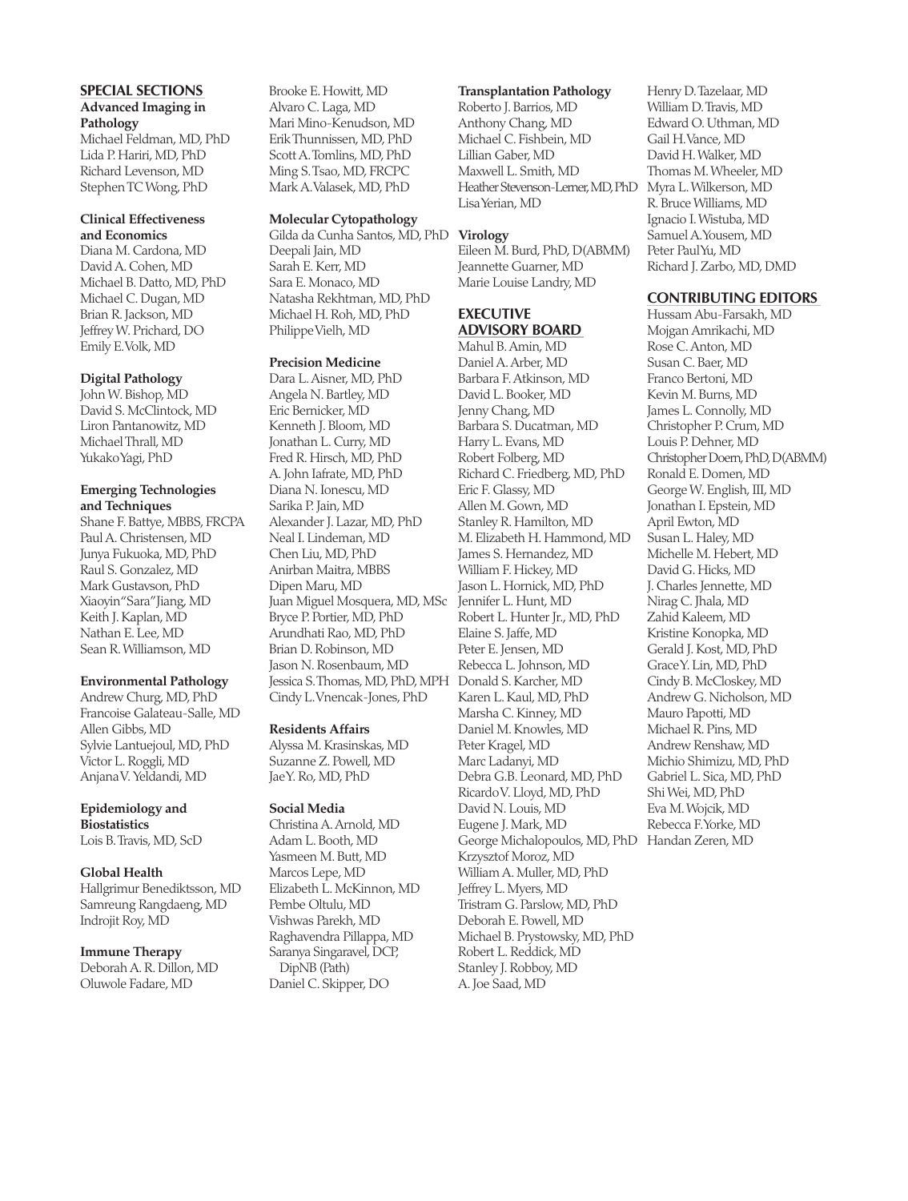## SPECIAL SECTIONS

**Advanced Imaging in Pathology**

Michael Feldman, MD, PhD
Lida P. Hariri, MD, PhD
Richard Levenson, MD
Stephen TC Wong, PhD

**Clinical Effectiveness and Economics**

Diana M. Cardona, MD
David A. Cohen, MD
Michael B. Datto, MD, PhD
Michael C. Dugan, MD
Brian R. Jackson, MD
Jeffrey W. Prichard, DO
Emily E. Volk, MD

**Digital Pathology**

John W. Bishop, MD
David S. McClintock, MD
Liron Pantanowitz, MD
Michael Thrall, MD
Yukako Yagi, PhD

**Emerging Technologies and Techniques**

Shane F. Battye, MBBS, FRCPA
Paul A. Christensen, MD
Junya Fukuoka, MD, PhD
Raul S. Gonzalez, MD
Mark Gustavson, PhD
Xiaoyin "Sara" Jiang, MD
Keith J. Kaplan, MD
Nathan E. Lee, MD
Sean R. Williamson, MD

**Environmental Pathology**

Andrew Churg, MD, PhD
Francoise Galateau-Salle, MD
Allen Gibbs, MD
Sylvie Lantuejoul, MD, PhD
Victor L. Roggli, MD
Anjana V. Yeldandi, MD

**Epidemiology and Biostatistics**

Lois B. Travis, MD, ScD

**Global Health**

Hallgrimur Benediktsson, MD
Samreung Rangdaeng, MD
Indrojit Roy, MD

**Immune Therapy**

Deborah A. R. Dillon, MD
Oluwole Fadare, MD
Brooke E. Howitt, MD
Alvaro C. Laga, MD
Mari Mino-Kenudson, MD
Erik Thunnissen, MD, PhD
Scott A. Tomlins, MD, PhD
Ming S. Tsao, MD, FRCPC
Mark A. Valasek, MD, PhD

**Molecular Cytopathology**

Gilda da Cunha Santos, MD, PhD
Deepali Jain, MD
Sarah E. Kerr, MD
Sara E. Monaco, MD
Natasha Rekhtman, MD, PhD
Michael H. Roh, MD, PhD
Philippe Vielh, MD

**Precision Medicine**

Dara L. Aisner, MD, PhD
Angela N. Bartley, MD
Eric Bernicker, MD
Kenneth J. Bloom, MD
Jonathan L. Curry, MD
Fred R. Hirsch, MD, PhD
A. John Iafrate, MD, PhD
Diana N. Ionescu, MD
Sarika P. Jain, MD
Alexander J. Lazar, MD, PhD
Neal I. Lindeman, MD
Chen Liu, MD, PhD
Anirban Maitra, MBBS
Dipen Maru, MD
Juan Miguel Mosquera, MD, MSc
Bryce P. Portier, MD, PhD
Arundhati Rao, MD, PhD
Brian D. Robinson, MD
Jason N. Rosenbaum, MD
Jessica S. Thomas, MD, PhD, MPH
Cindy L. Vnencak-Jones, PhD

**Residents Affairs**

Alyssa M. Krasinskas, MD
Suzanne Z. Powell, MD
Jae Y. Ro, MD, PhD

**Social Media**

Christina A. Arnold, MD
Adam L. Booth, MD
Yasmeen M. Butt, MD
Marcos Lepe, MD
Elizabeth L. McKinnon, MD
Pembe Oltulu, MD
Vishwas Parekh, MD
Raghavendra Pillappa, MD
Saranya Singaravel, DCP, DipNB (Path)
Daniel C. Skipper, DO

**Transplantation Pathology**

Roberto J. Barrios, MD
Anthony Chang, MD
Michael C. Fishbein, MD
Lillian Gaber, MD
Maxwell L. Smith, MD
Heather Stevenson-Lerner, MD, PhD
Lisa Yerian, MD

**Virology**

Eileen M. Burd, PhD, D(ABMM)
Jeannette Guarner, MD
Marie Louise Landry, MD

## EXECUTIVE ADVISORY BOARD

Mahul B. Amin, MD
Daniel A. Arber, MD
Barbara F. Atkinson, MD
David L. Booker, MD
Jenny Chang, MD
Barbara S. Ducatman, MD
Harry L. Evans, MD
Robert Folberg, MD
Richard C. Friedberg, MD, PhD
Eric F. Glassy, MD
Allen M. Gown, MD
Stanley R. Hamilton, MD
M. Elizabeth H. Hammond, MD
James S. Hernandez, MD
William F. Hickey, MD
Jason L. Hornick, MD, PhD
Jennifer L. Hunt, MD
Robert L. Hunter Jr., MD, PhD
Elaine S. Jaffe, MD
Peter E. Jensen, MD
Rebecca L. Johnson, MD
Donald S. Karcher, MD
Karen L. Kaul, MD, PhD
Marsha C. Kinney, MD
Daniel M. Knowles, MD
Peter Kragel, MD
Marc Ladanyi, MD
Debra G.B. Leonard, MD, PhD
Ricardo V. Lloyd, MD, PhD
David N. Louis, MD
Eugene J. Mark, MD
George Michalopoulos, MD, PhD
Krzysztof Moroz, MD
William A. Muller, MD, PhD
Jeffrey L. Myers, MD
Tristram G. Parslow, MD, PhD
Deborah E. Powell, MD
Michael B. Prystowsky, MD, PhD
Robert L. Reddick, MD
Stanley J. Robboy, MD
A. Joe Saad, MD
Henry D. Tazelaar, MD
William D. Travis, MD
Edward O. Uthman, MD
Gail H. Vance, MD
David H. Walker, MD
Thomas M. Wheeler, MD
Myra L. Wilkerson, MD
R. Bruce Williams, MD
Ignacio I. Wistuba, MD
Samuel A. Yousem, MD
Peter Paul Yu, MD
Richard J. Zarbo, MD, DMD

## CONTRIBUTING EDITORS

Hussam Abu-Farsakh, MD
Mojgan Amrikachi, MD
Rose C. Anton, MD
Susan C. Baer, MD
Franco Bertoni, MD
Kevin M. Burns, MD
James S. Connolly, MD
Christopher P. Crum, MD
Louis P. Dehner, MD
Christopher Doern, PhD, D(ABMM)
Ronald E. Domen, MD
George W. English, III, MD
Jonathan I. Epstein, MD
April Ewton, MD
Susan L. Haley, MD
Michelle M. Hebert, MD
David G. Hicks, MD
J. Charles Jennette, MD
Nirag C. Jhala, MD
Zahid Kaleem, MD
Kristine Konopka, MD
Gerald J. Kost, MD, PhD
Grace Y. Lin, MD, PhD
Cindy B. McCloskey, MD
Andrew G. Nicholson, MD
Mauro Papotti, MD
Michael R. Pins, MD
Andrew Renshaw, MD
Michio Shimizu, MD, PhD
Gabriel L. Sica, MD, PhD
Shi Wei, MD, PhD
Eva M. Wojcik, MD
Rebecca F. Yorke, MD
Handan Zeren, MD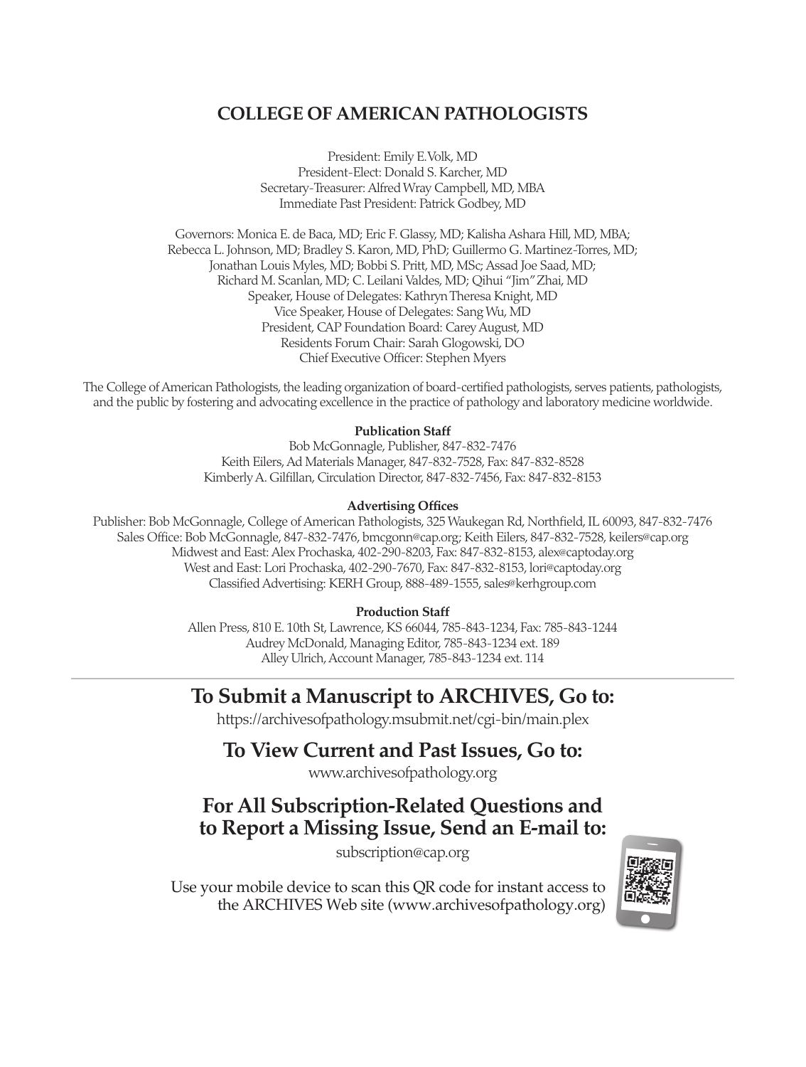## COLLEGE OF AMERICAN PATHOLOGISTS

President: Emily E.Volk, MD
President-Elect: Donald S. Karcher, MD
Secretary-Treasurer: Alfred Wray Campbell, MD, MBA
Immediate Past President: Patrick Godbey, MD

Governors: Monica E. de Baca, MD; Eric F. Glassy, MD; Kalisha Ashara Hill, MD, MBA;
Rebecca L. Johnson, MD; Bradley S. Karon, MD, PhD; Guillermo G. Martinez-Torres, MD;
Jonathan Louis Myles, MD; Bobbi S. Pritt, MD, MSc; Assad Joe Saad, MD;
Richard M. Scanlan, MD; C. Leilani Valdes, MD; Qihui "Jim" Zhai, MD
Speaker, House of Delegates: Kathryn Theresa Knight, MD
Vice Speaker, House of Delegates: Sang Wu, MD
President, CAP Foundation Board: Carey August, MD
Residents Forum Chair: Sarah Glogowski, DO
Chief Executive Officer: Stephen Myers

The College of American Pathologists, the leading organization of board-certified pathologists, serves patients, pathologists, and the public by fostering and advocating excellence in the practice of pathology and laboratory medicine worldwide.

**Publication Staff**

Bob McGonnagle, Publisher, 847-832-7476
Keith Eilers, Ad Materials Manager, 847-832-7528, Fax: 847-832-8528
Kimberly A. Gilfillan, Circulation Director, 847-832-7456, Fax: 847-832-8153

**Advertising Offices**

Publisher: Bob McGonnagle, College of American Pathologists, 325 Waukegan Rd, Northfield, IL 60093, 847-832-7476
Sales Office: Bob McGonnagle, 847-832-7476, bmcgonn@cap.org; Keith Eilers, 847-832-7528, keilers@cap.org
Midwest and East: Alex Prochaska, 402-290-8203, Fax: 847-832-8153, alex@captoday.org
West and East: Lori Prochaska, 402-290-7670, Fax: 847-832-8153, lori@captoday.org
Classified Advertising: KERH Group, 888-489-1555, sales@kerhgroup.com

**Production Staff**

Allen Press, 810 E. 10th St, Lawrence, KS 66044, 785-843-1234, Fax: 785-843-1244
Audrey McDonald, Managing Editor, 785-843-1234 ext. 189
Alley Ulrich, Account Manager, 785-843-1234 ext. 114

---

## To Submit a Manuscript to ARCHIVES, Go to:

https://archivesofpathology.msubmit.net/cgi-bin/main.plex

## To View Current and Past Issues, Go to:

www.archivesofpathology.org

## For All Subscription-Related Questions and to Report a Missing Issue, Send an E-mail to:

subscription@cap.org

Use your mobile device to scan this QR code for instant access to the ARCHIVES Web site (www.archivesofpathology.org)